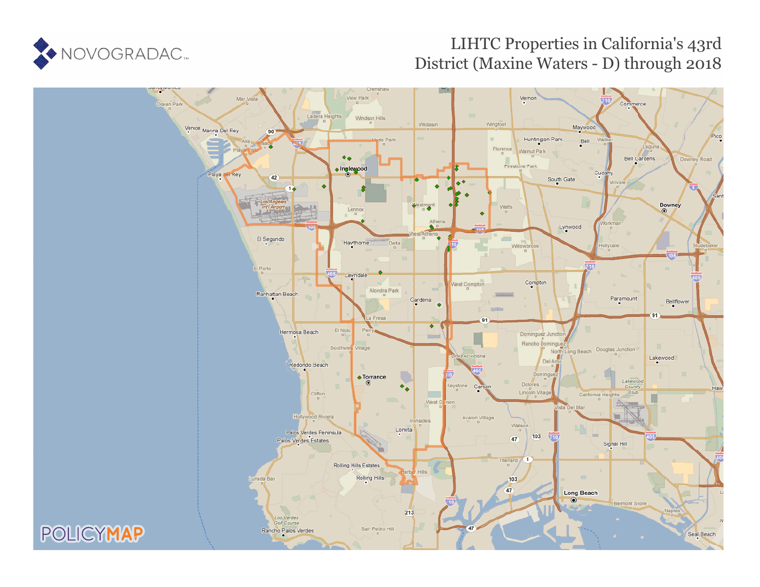# LIHTC Properties in California's 43rd District (Maxine Waters - D) through 2018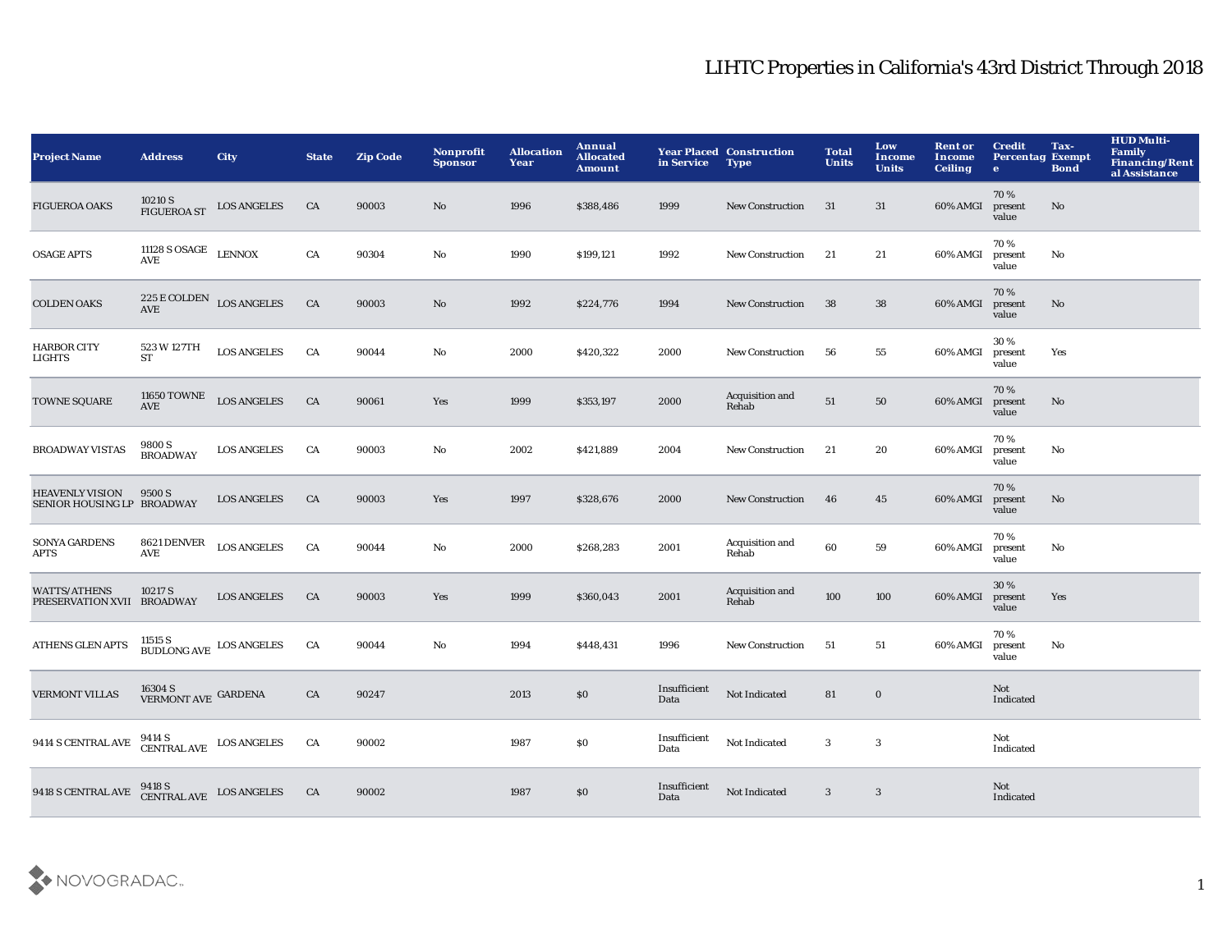# LIHTC Properties in California's 43rd District Through 2018

| Project Name | Address | City | State | Zip Code | Nonprofit Sponsor | Allocation Year | Annual Allocated Amount | Year Placed in Service | Construction Type | Total Units | Low Income Units | Rent or Income Ceiling | Credit Percentage | Tax-Exempt Bond | HUD Multi-Family Financing/Rental Assistance |
|---|---|---|---|---|---|---|---|---|---|---|---|---|---|---|---|
| FIGUEROA OAKS | 10210 S FIGUEROA ST | LOS ANGELES | CA | 90003 | No | 1996 | $388,486 | 1999 | New Construction | 31 | 31 | 60% AMGI | 70 % present value | No | |
| OSAGE APTS | 11128 S OSAGE AVE | LENNOX | CA | 90304 | No | 1990 | $199,121 | 1992 | New Construction | 21 | 21 | 60% AMGI | 70 % present value | No | |
| COLDEN OAKS | 225 E COLDEN AVE | LOS ANGELES | CA | 90003 | No | 1992 | $224,776 | 1994 | New Construction | 38 | 38 | 60% AMGI | 70 % present value | No | |
| HARBOR CITY LIGHTS | 523 W 127TH ST | LOS ANGELES | CA | 90044 | No | 2000 | $420,322 | 2000 | New Construction | 56 | 55 | 60% AMGI | 30 % present value | Yes | |
| TOWNE SQUARE | 11650 TOWNE AVE | LOS ANGELES | CA | 90061 | Yes | 1999 | $353,197 | 2000 | Acquisition and Rehab | 51 | 50 | 60% AMGI | 70 % present value | No | |
| BROADWAY VISTAS | 9800 S BROADWAY | LOS ANGELES | CA | 90003 | No | 2002 | $421,889 | 2004 | New Construction | 21 | 20 | 60% AMGI | 70 % present value | No | |
| HEAVENLY VISION SENIOR HOUSING LP | 9500 S BROADWAY | LOS ANGELES | CA | 90003 | Yes | 1997 | $328,676 | 2000 | New Construction | 46 | 45 | 60% AMGI | 70 % present value | No | |
| SONYA GARDENS APTS | 8621 DENVER AVE | LOS ANGELES | CA | 90044 | No | 2000 | $268,283 | 2001 | Acquisition and Rehab | 60 | 59 | 60% AMGI | 70 % present value | No | |
| WATTS/ATHENS PRESERVATION XVII | 10217 S BROADWAY | LOS ANGELES | CA | 90003 | Yes | 1999 | $360,043 | 2001 | Acquisition and Rehab | 100 | 100 | 60% AMGI | 30 % present value | Yes | |
| ATHENS GLEN APTS | 11515 S BUDLONG AVE | LOS ANGELES | CA | 90044 | No | 1994 | $448,431 | 1996 | New Construction | 51 | 51 | 60% AMGI | 70 % present value | No | |
| VERMONT VILLAS | 16304 S VERMONT AVE | GARDENA | CA | 90247 | | 2013 | $0 | Insufficient Data | Not Indicated | 81 | 0 | | Not Indicated | | |
| 9414 S CENTRAL AVE | 9414 S CENTRAL AVE | LOS ANGELES | CA | 90002 | | 1987 | $0 | Insufficient Data | Not Indicated | 3 | 3 | | Not Indicated | | |
| 9418 S CENTRAL AVE | 9418 S CENTRAL AVE | LOS ANGELES | CA | 90002 | | 1987 | $0 | Insufficient Data | Not Indicated | 3 | 3 | | Not Indicated | | |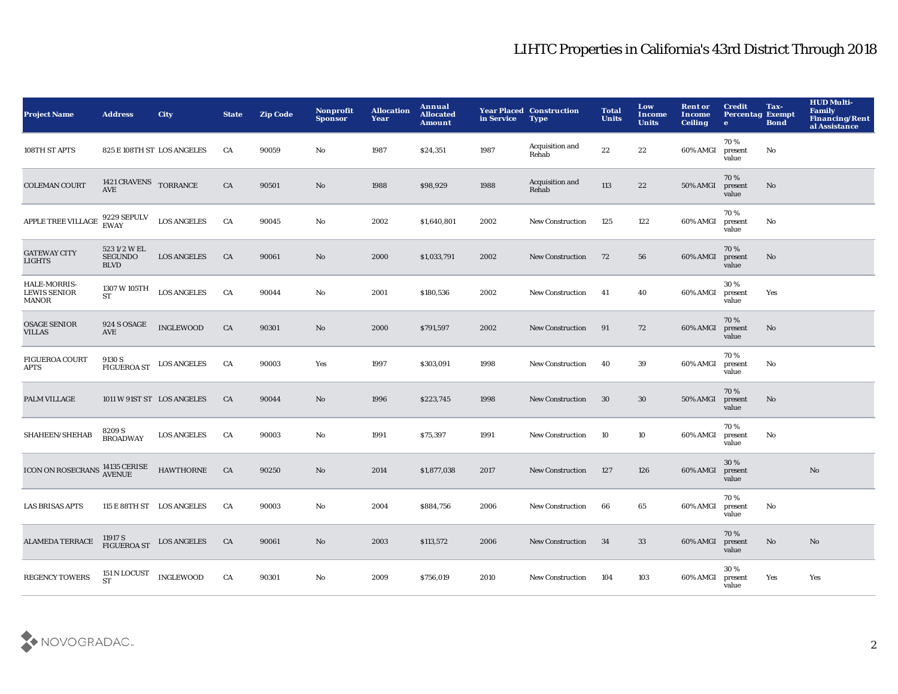# LIHTC Properties in California's 43rd District Through 2018

| Project Name | Address | City | State | Zip Code | Nonprofit Sponsor | Allocation Year | Annual Allocated Amount | Year Placed in Service | Construction Type | Total Units | Low Income Units | Rent or Income Ceiling | Credit Percentage | Tax-Exempt Bond | HUD Multi-Family Financing/Rental Assistance |
|---|---|---|---|---|---|---|---|---|---|---|---|---|---|---|---|
| 108TH ST APTS | 825 E 108TH ST | LOS ANGELES | CA | 90059 | No | 1987 | $24,351 | 1987 | Acquisition and Rehab | 22 | 22 | 60% AMGI | 70 % present value | No | |
| COLEMAN COURT | 1421 CRAVENS AVE | TORRANCE | CA | 90501 | No | 1988 | $98,929 | 1988 | Acquisition and Rehab | 113 | 22 | 50% AMGI | 70 % present value | No | |
| APPLE TREE VILLAGE | 9229 SEPULVEWAY | LOS ANGELES | CA | 90045 | No | 2002 | $1,640,801 | 2002 | New Construction | 125 | 122 | 60% AMGI | 70 % present value | No | |
| GATEWAY CITY LIGHTS | 523 1/2 W EL SEGUNDO BLVD | LOS ANGELES | CA | 90061 | No | 2000 | $1,033,791 | 2002 | New Construction | 72 | 56 | 60% AMGI | 70 % present value | No | |
| HALE-MORRIS-LEWIS SENIOR MANOR | 1307 W 105TH ST | LOS ANGELES | CA | 90044 | No | 2001 | $180,536 | 2002 | New Construction | 41 | 40 | 60% AMGI | 30 % present value | Yes | |
| OSAGE SENIOR VILLAS | 924 S OSAGE AVE | INGLEWOOD | CA | 90301 | No | 2000 | $791,597 | 2002 | New Construction | 91 | 72 | 60% AMGI | 70 % present value | No | |
| FIGUEROA COURT APTS | 9130 S FIGUEROA ST | LOS ANGELES | CA | 90003 | Yes | 1997 | $303,091 | 1998 | New Construction | 40 | 39 | 60% AMGI | 70 % present value | No | |
| PALM VILLAGE | 1011 W 91ST ST | LOS ANGELES | CA | 90044 | No | 1996 | $223,745 | 1998 | New Construction | 30 | 30 | 50% AMGI | 70 % present value | No | |
| SHAHEEN/SHEHAB | 8209 S BROADWAY | LOS ANGELES | CA | 90003 | No | 1991 | $75,397 | 1991 | New Construction | 10 | 10 | 60% AMGI | 70 % present value | No | |
| ICON ON ROSECRANS | 14135 CERISE AVENUE | HAWTHORNE | CA | 90250 | No | 2014 | $1,877,038 | 2017 | New Construction | 127 | 126 | 60% AMGI | 30 % present value | | No |
| LAS BRISAS APTS | 115 E 88TH ST | LOS ANGELES | CA | 90003 | No | 2004 | $884,756 | 2006 | New Construction | 66 | 65 | 60% AMGI | 70 % present value | No | |
| ALAMEDA TERRACE | 11917 S FIGUEROA ST | LOS ANGELES | CA | 90061 | No | 2003 | $113,572 | 2006 | New Construction | 34 | 33 | 60% AMGI | 70 % present value | No | No |
| REGENCY TOWERS | 151 N LOCUST ST | INGLEWOOD | CA | 90301 | No | 2009 | $756,019 | 2010 | New Construction | 104 | 103 | 60% AMGI | 30 % present value | Yes | Yes |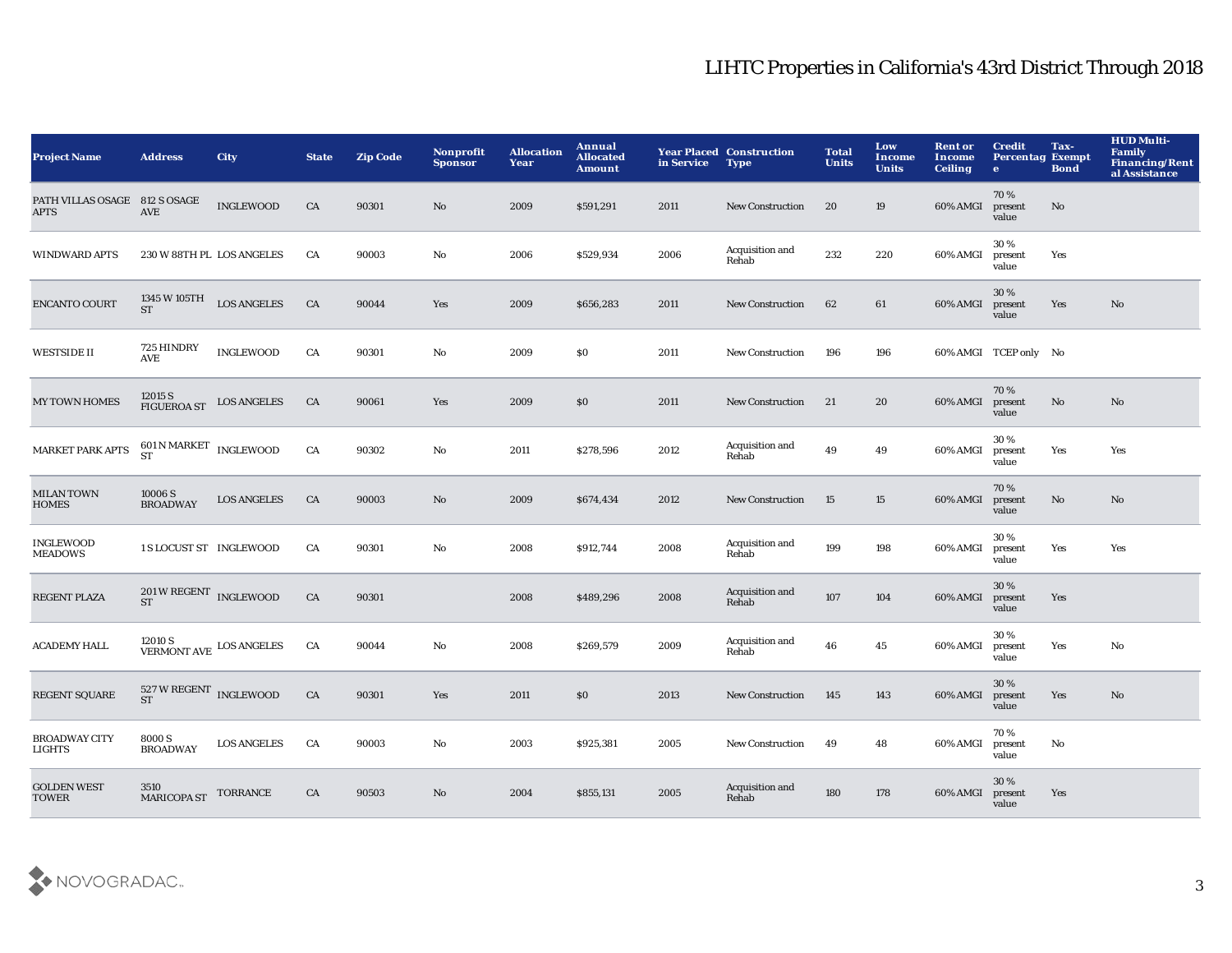# LIHTC Properties in California's 43rd District Through 2018

| Project Name | Address | City | State | Zip Code | Nonprofit Sponsor | Allocation Year | Annual Allocated Amount | Year Placed in Service | Construction Type | Total Units | Low Income Units | Rent or Income Ceiling | Credit Percentage | Tax-Exempt Bond | HUD Multi-Family Financing/Rental Assistance |
|---|---|---|---|---|---|---|---|---|---|---|---|---|---|---|---|
| PATH VILLAS OSAGE APTS | 812 S OSAGE AVE | INGLEWOOD | CA | 90301 | No | 2009 | $591,291 | 2011 | New Construction | 20 | 19 | 60% AMGI | 70 % present value | No | |
| WINDWARD APTS | 230 W 88TH PL | LOS ANGELES | CA | 90003 | No | 2006 | $529,934 | 2006 | Acquisition and Rehab | 232 | 220 | 60% AMGI | 30 % present value | Yes | |
| ENCANTO COURT | 1345 W 105TH ST | LOS ANGELES | CA | 90044 | Yes | 2009 | $656,283 | 2011 | New Construction | 62 | 61 | 60% AMGI | 30 % present value | Yes | No |
| WESTSIDE II | 725 HINDRY AVE | INGLEWOOD | CA | 90301 | No | 2009 | $0 | 2011 | New Construction | 196 | 196 | 60% AMGI | TCEP only | No | |
| MY TOWN HOMES | 12015 S FIGUEROA ST | LOS ANGELES | CA | 90061 | Yes | 2009 | $0 | 2011 | New Construction | 21 | 20 | 60% AMGI | 70 % present value | No | No |
| MARKET PARK APTS | 601 N MARKET ST | INGLEWOOD | CA | 90302 | No | 2011 | $278,596 | 2012 | Acquisition and Rehab | 49 | 49 | 60% AMGI | 30 % present value | Yes | Yes |
| MILAN TOWN HOMES | 10006 S BROADWAY | LOS ANGELES | CA | 90003 | No | 2009 | $674,434 | 2012 | New Construction | 15 | 15 | 60% AMGI | 70 % present value | No | No |
| INGLEWOOD MEADOWS | 1 S LOCUST ST | INGLEWOOD | CA | 90301 | No | 2008 | $912,744 | 2008 | Acquisition and Rehab | 199 | 198 | 60% AMGI | 30 % present value | Yes | Yes |
| REGENT PLAZA | 201 W REGENT ST | INGLEWOOD | CA | 90301 | | 2008 | $489,296 | 2008 | Acquisition and Rehab | 107 | 104 | 60% AMGI | 30 % present value | Yes | |
| ACADEMY HALL | 12010 S VERMONT AVE | LOS ANGELES | CA | 90044 | No | 2008 | $269,579 | 2009 | Acquisition and Rehab | 46 | 45 | 60% AMGI | 30 % present value | Yes | No |
| REGENT SQUARE | 527 W REGENT ST | INGLEWOOD | CA | 90301 | Yes | 2011 | $0 | 2013 | New Construction | 145 | 143 | 60% AMGI | 30 % present value | Yes | No |
| BROADWAY CITY LIGHTS | 8000 S BROADWAY | LOS ANGELES | CA | 90003 | No | 2003 | $925,381 | 2005 | New Construction | 49 | 48 | 60% AMGI | 70 % present value | No | |
| GOLDEN WEST TOWER | 3510 MARICOPA ST | TORRANCE | CA | 90503 | No | 2004 | $855,131 | 2005 | Acquisition and Rehab | 180 | 178 | 60% AMGI | 30 % present value | Yes | |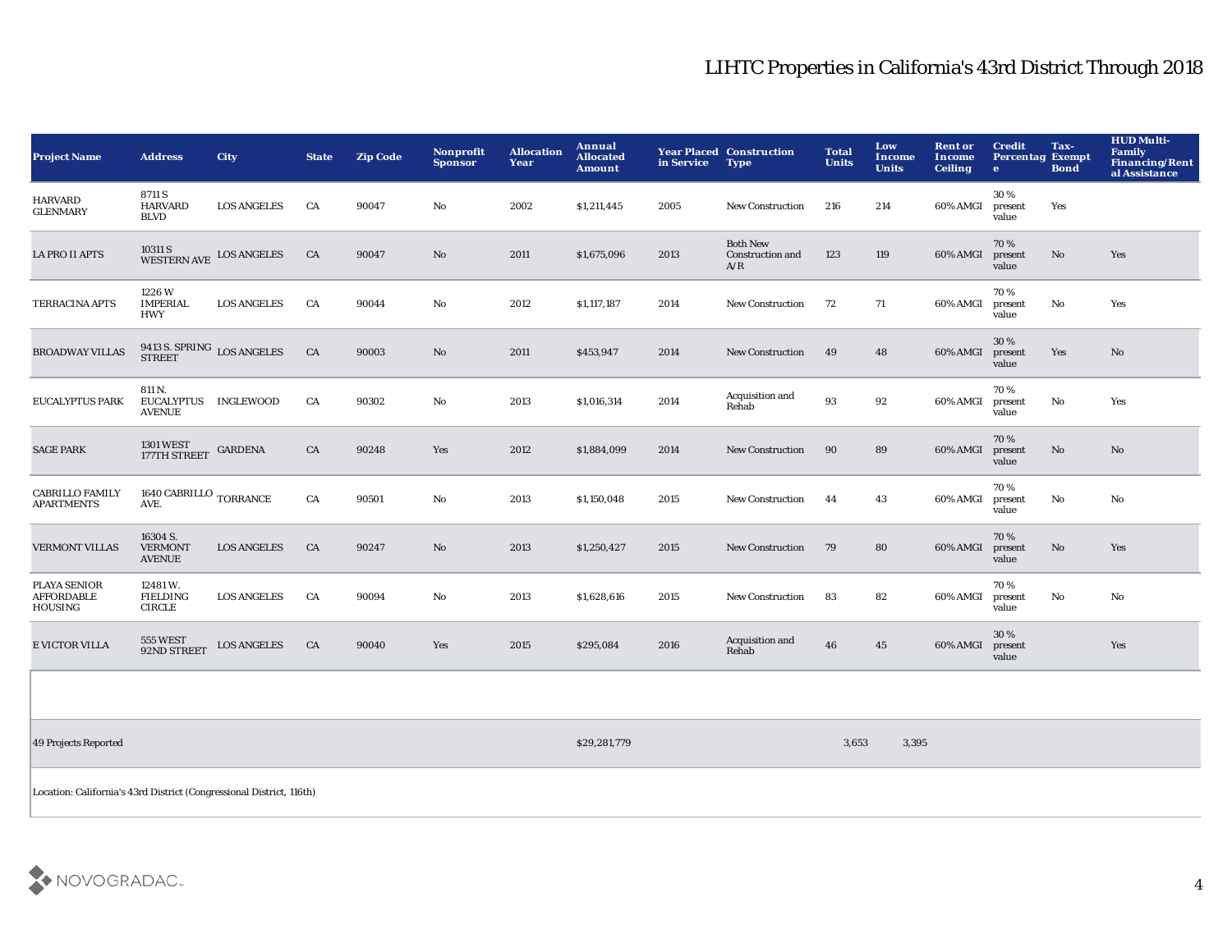# LIHTC Properties in California's 43rd District Through 2018

| Project Name | Address | City | State | Zip Code | Nonprofit Sponsor | Allocation Year | Annual Allocated Amount | Year Placed in Service | Construction Type | Total Units | Low Income Units | Rent or Income Ceiling | Credit Percentage | Tax-Exempt Bond | HUD Multi-Family Financing/Rental Assistance |
|---|---|---|---|---|---|---|---|---|---|---|---|---|---|---|---|
| HARVARD GLENMARY | 8711 S HARVARD BLVD | LOS ANGELES | CA | 90047 | No | 2002 | $1,211,445 | 2005 | New Construction | 216 | 214 | 60% AMGI | 30 % present value | Yes | |
| LA PRO II APTS | 10311 S WESTERN AVE | LOS ANGELES | CA | 90047 | No | 2011 | $1,675,096 | 2013 | Both New Construction and A/R | 123 | 119 | 60% AMGI | 70 % present value | No | Yes |
| TERRACINA APTS | 1226 W IMPERIAL HWY | LOS ANGELES | CA | 90044 | No | 2012 | $1,117,187 | 2014 | New Construction | 72 | 71 | 60% AMGI | 70 % present value | No | Yes |
| BROADWAY VILLAS | 9413 S. SPRING STREET | LOS ANGELES | CA | 90003 | No | 2011 | $453,947 | 2014 | New Construction | 49 | 48 | 60% AMGI | 30 % present value | Yes | No |
| EUCALYPTUS PARK | 811 N. EUCALYPTUS AVENUE | INGLEWOOD | CA | 90302 | No | 2013 | $1,016,314 | 2014 | Acquisition and Rehab | 93 | 92 | 60% AMGI | 70 % present value | No | Yes |
| SAGE PARK | 1301 WEST 177TH STREET | GARDENA | CA | 90248 | Yes | 2012 | $1,884,099 | 2014 | New Construction | 90 | 89 | 60% AMGI | 70 % present value | No | No |
| CABRILLO FAMILY APARTMENTS | 1640 CABRILLO AVE. | TORRANCE | CA | 90501 | No | 2013 | $1,150,048 | 2015 | New Construction | 44 | 43 | 60% AMGI | 70 % present value | No | No |
| VERMONT VILLAS | 16304 S. VERMONT AVENUE | LOS ANGELES | CA | 90247 | No | 2013 | $1,250,427 | 2015 | New Construction | 79 | 80 | 60% AMGI | 70 % present value | No | Yes |
| PLAYA SENIOR AFFORDABLE HOUSING | 12481 W. FIELDING CIRCLE | LOS ANGELES | CA | 90094 | No | 2013 | $1,628,616 | 2015 | New Construction | 83 | 82 | 60% AMGI | 70 % present value | No | No |
| E VICTOR VILLA | 555 WEST 92ND STREET | LOS ANGELES | CA | 90040 | Yes | 2015 | $295,084 | 2016 | Acquisition and Rehab | 46 | 45 | 60% AMGI | 30 % present value | | Yes |
| | | | | | | | | | | | | | | | |
| 49 Projects Reported | | | | | | | $29,281,779 | | | 3,653 | 3,395 | | | | |

Location: California's 43rd District (Congressional District, 116th)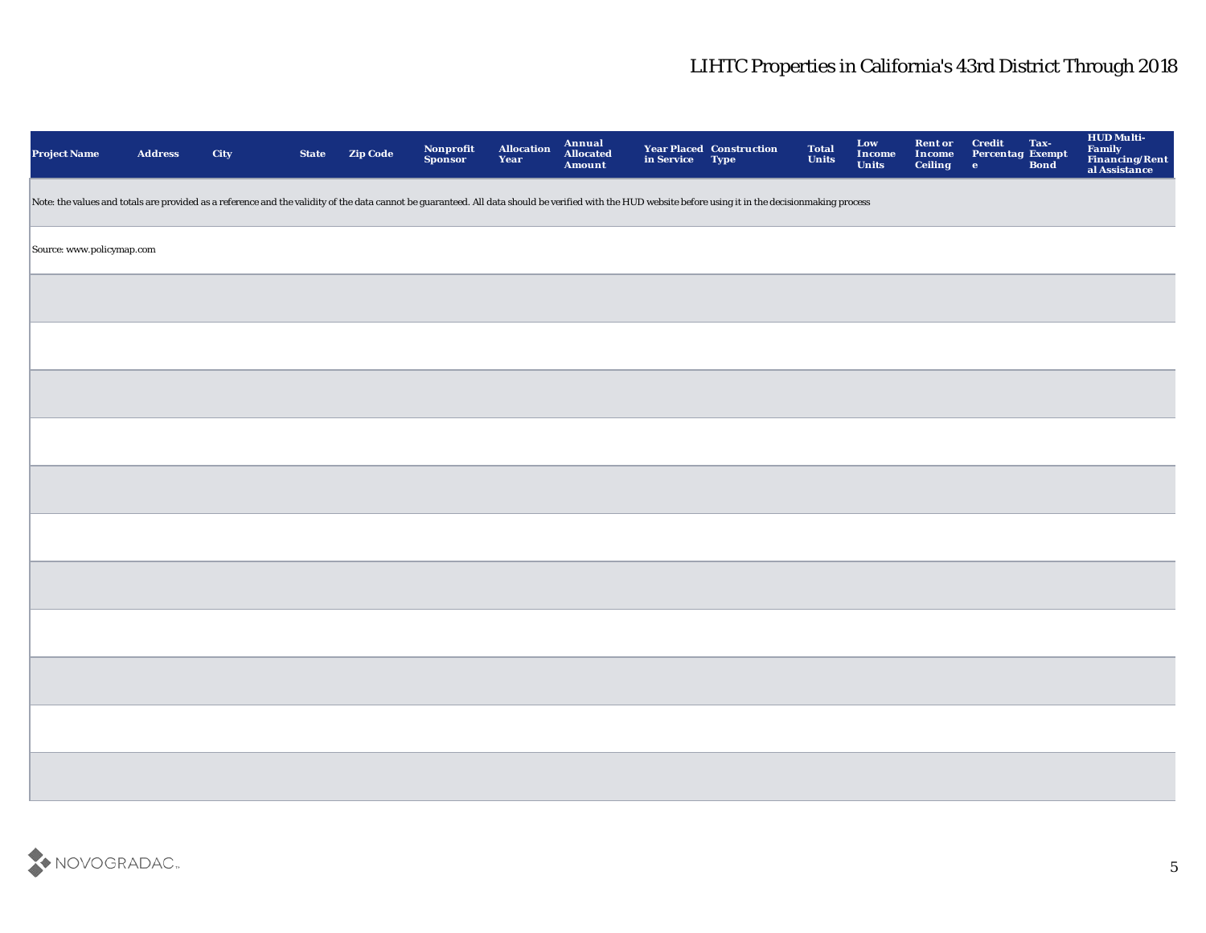# LIHTC Properties in California's 43rd District Through 2018

| Project Name | Address | City | State | Zip Code | Nonprofit Sponsor | Allocation Year | Annual Allocated Amount | Year Placed in Service | Construction Type | Total Units | Low Income Units | Rent or Income Ceiling | Credit Percentage | Tax-Exempt Bond | HUD Multi-Family Financing/Rental Assistance |
|---|---|---|---|---|---|---|---|---|---|---|---|---|---|---|---|

Note: the values and totals are provided as a reference and the validity of the data cannot be guaranteed. All data should be verified with the HUD website before using it in the decisionmaking process

Source: www.policymap.com